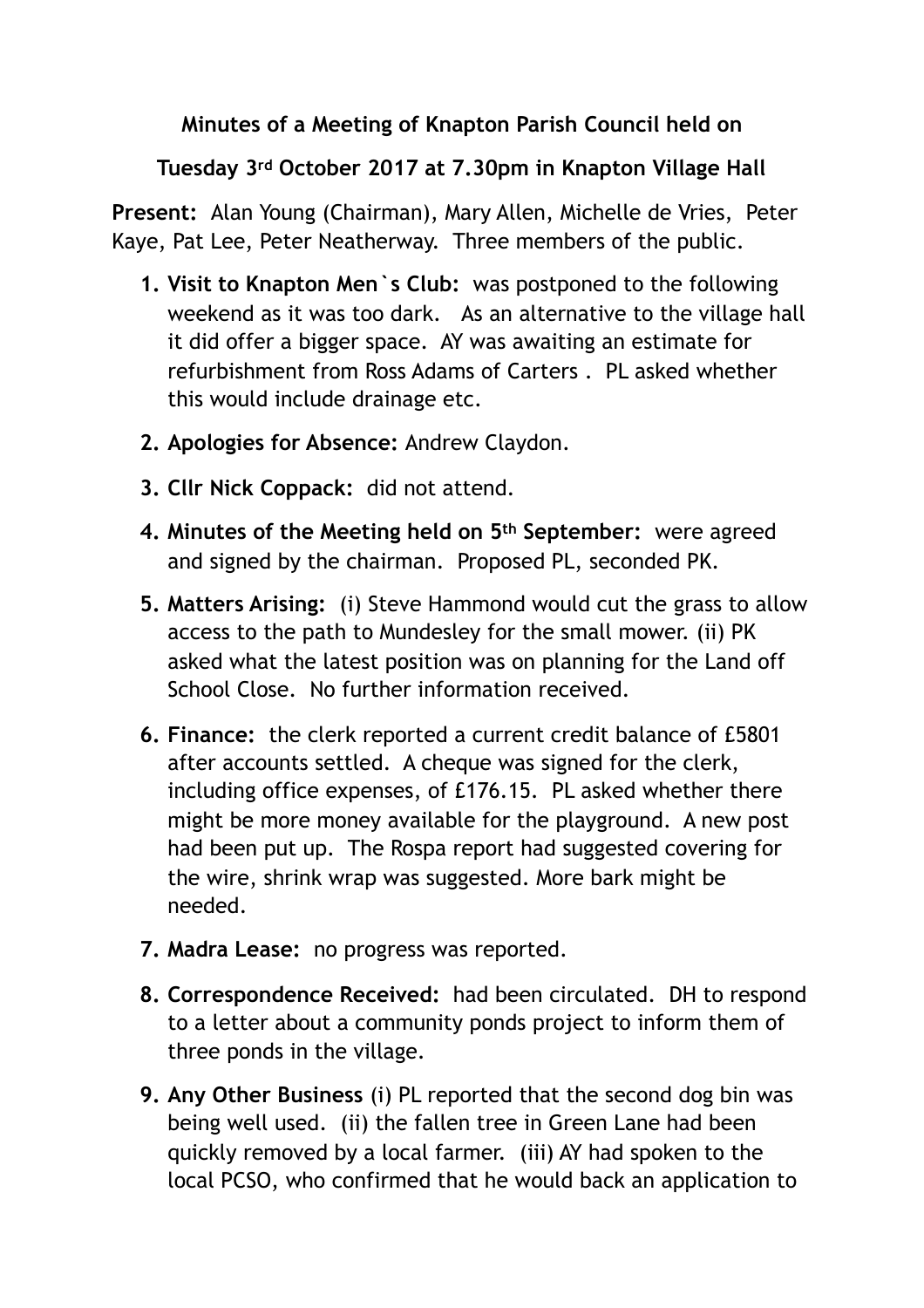**Minutes of a Meeting of Knapton Parish Council held on**

**Tuesday 3rd October 2017 at 7.30pm in Knapton Village Hall**

**Present:** Alan Young (Chairman), Mary Allen, Michelle de Vries, Peter Kaye, Pat Lee, Peter Neatherway. Three members of the public.

1. **Visit to Knapton Men`s Club:** was postponed to the following weekend as it was too dark. As an alternative to the village hall it did offer a bigger space. AY was awaiting an estimate for refurbishment from Ross Adams of Carters . PL asked whether this would include drainage etc.
2. **Apologies for Absence:** Andrew Claydon.
3. **Cllr Nick Coppack:** did not attend.
4. **Minutes of the Meeting held on 5th September:** were agreed and signed by the chairman. Proposed PL, seconded PK.
5. **Matters Arising:** (i) Steve Hammond would cut the grass to allow access to the path to Mundesley for the small mower. (ii) PK asked what the latest position was on planning for the Land off School Close. No further information received.
6. **Finance:** the clerk reported a current credit balance of £5801 after accounts settled. A cheque was signed for the clerk, including office expenses, of £176.15. PL asked whether there might be more money available for the playground. A new post had been put up. The Rospa report had suggested covering for the wire, shrink wrap was suggested. More bark might be needed.
7. **Madra Lease:** no progress was reported.
8. **Correspondence Received:** had been circulated. DH to respond to a letter about a community ponds project to inform them of three ponds in the village.
9. **Any Other Business** (i) PL reported that the second dog bin was being well used. (ii) the fallen tree in Green Lane had been quickly removed by a local farmer. (iii) AY had spoken to the local PCSO, who confirmed that he would back an application to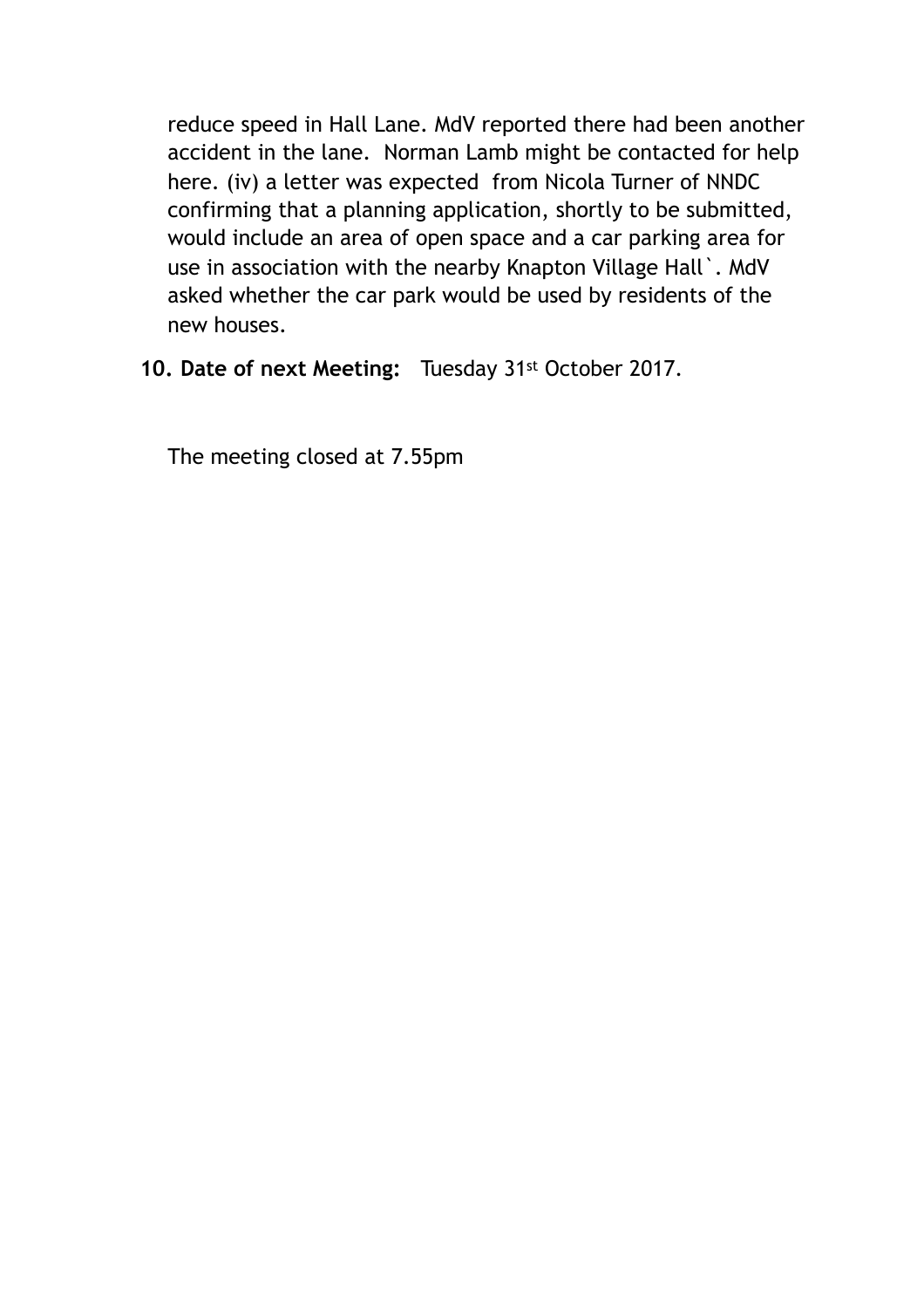reduce speed in Hall Lane. MdV reported there had been another accident in the lane. Norman Lamb might be contacted for help here. (iv) a letter was expected from Nicola Turner of NNDC confirming that a planning application, shortly to be submitted, would include an area of open space and a car parking area for use in association with the nearby Knapton Village Hall`. MdV asked whether the car park would be used by residents of the new houses.

**10. Date of next Meeting:** Tuesday 31st October 2017.

The meeting closed at 7.55pm